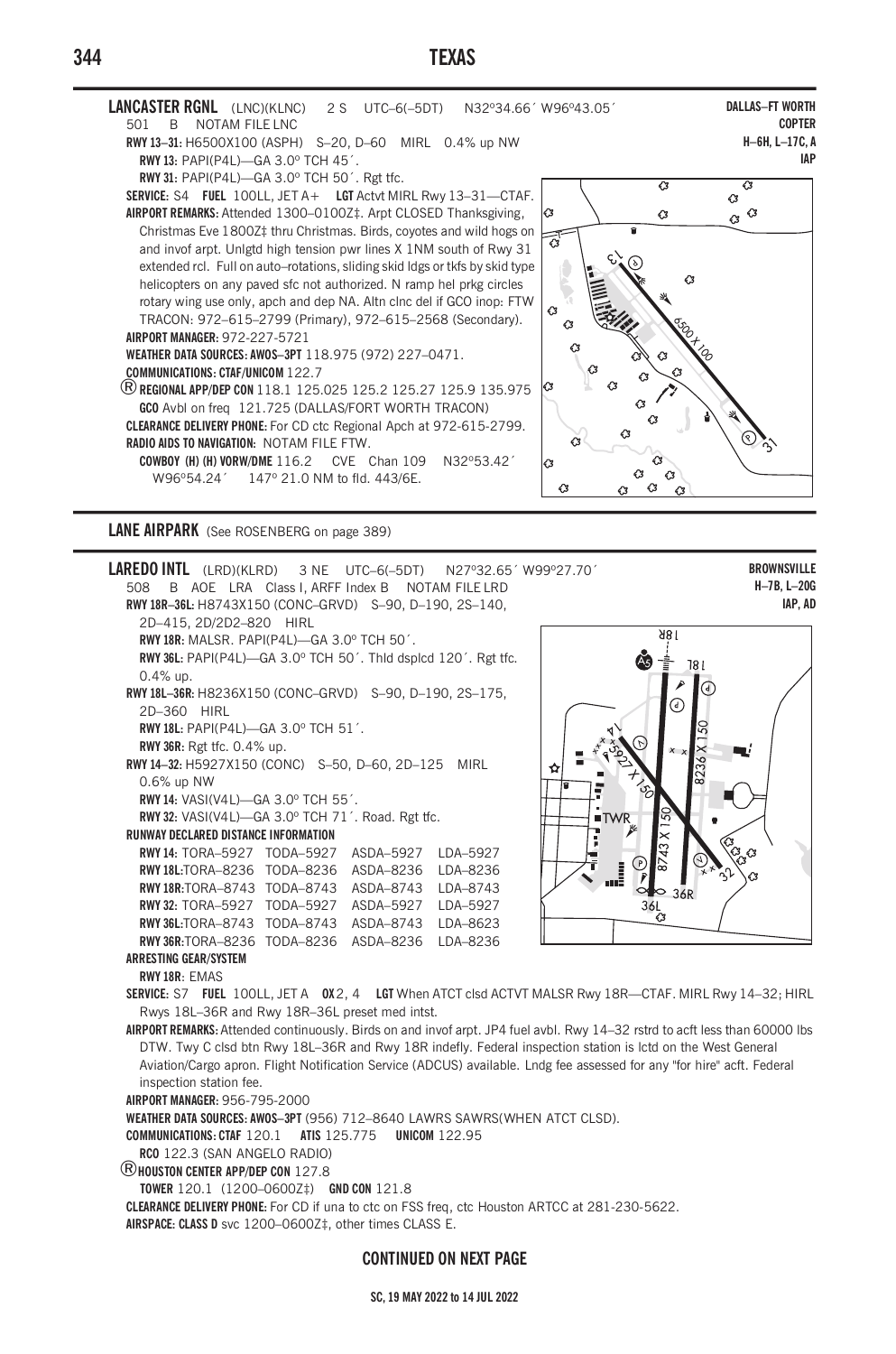## TEXAS

**LANCASTER RGNL** (LNC)(KLNC) 2 S UTC–6(–5DT) N32°34.66´ W96°43.05´ **DALLAS–FT WORTH**
501 B NOTAM FILE LNC **COPTER**
**RWY 13–31:** H6500X100 (ASPH) S–20, D–60 MIRL 0.4% up NW **H–6H, L–17C, A**
**RWY 13:** PAPI(P4L)—GA 3.0º TCH 45´. **IAP**
**RWY 31:** PAPI(P4L)—GA 3.0º TCH 50´. Rgt tfc.
**SERVICE:** S4 **FUEL** 100LL, JET A+ **LGT** Actvt MIRL Rwy 13–31—CTAF.
**AIRPORT REMARKS:** Attended 1300–0100Z‡. Arpt CLOSED Thanksgiving, Christmas Eve 1800Z‡ thru Christmas. Birds, coyotes and wild hogs on and invof arpt. Unlgtd high tension pwr lines X 1NM south of Rwy 31 extended rcl. Full on auto–rotations, sliding skid ldgs or tkfs by skid type helicopters on any paved sfc not authorized. N ramp hel prkg circles rotary wing use only, apch and dep NA. Altn clnc del if GCO inop: FTW TRACON: 972–615–2799 (Primary), 972–615–2568 (Secondary).
**AIRPORT MANAGER:** 972-227-5721
**WEATHER DATA SOURCES: AWOS–3PT** 118.975 (972) 227–0471.
**COMMUNICATIONS: CTAF/UNICOM** 122.7
® **REGIONAL APP/DEP CON** 118.1 125.025 125.2 125.27 125.9 135.975
**GCO** Avbl on freq 121.725 (DALLAS/FORT WORTH TRACON)
**CLEARANCE DELIVERY PHONE:** For CD ctc Regional Apch at 972-615-2799.
**RADIO AIDS TO NAVIGATION:** NOTAM FILE FTW.
**COWBOY (H) (H) VORW/DME** 116.2 CVE Chan 109 N32°53.42´ W96°54.24´ 147° 21.0 NM to fld. 443/6E.

**LANE AIRPARK** (See ROSENBERG on page 389)

**LAREDO INTL** (LRD)(KLRD) 3 NE UTC–6(–5DT) N27°32.65´ W99°27.70´ **BROWNSVILLE**
508 B AOE LRA Class I, ARFF Index B NOTAM FILE LRD **H–7B, L–20G**
**RWY 18R–36L:** H8743X150 (CONC–GRVD) S–90, D–190, 2S–140, 2D–415, 2D/2D2–820 HIRL **IAP, AD**
**RWY 18R:** MALSR. PAPI(P4L)—GA 3.0º TCH 50´.
**RWY 36L:** PAPI(P4L)—GA 3.0º TCH 50´. Thld dsplcd 120´. Rgt tfc. 0.4% up.
**RWY 18L–36R:** H8236X150 (CONC–GRVD) S–90, D–190, 2S–175, 2D–360 HIRL
**RWY 18L:** PAPI(P4L)—GA 3.0º TCH 51´.
**RWY 36R:** Rgt tfc. 0.4% up.
**RWY 14–32:** H5927X150 (CONC) S–50, D–60, 2D–125 MIRL 0.6% up NW
**RWY 14:** VASI(V4L)—GA 3.0º TCH 55´.
**RWY 32:** VASI(V4L)—GA 3.0º TCH 71´. Road. Rgt tfc.
**RUNWAY DECLARED DISTANCE INFORMATION**

| | | | | |
|---|---|---|---|---|
| **RWY 14:** | TORA–5927 | TODA–5927 | ASDA–5927 | LDA–5927 |
| **RWY 18L:** | TORA–8236 | TODA–8236 | ASDA–8236 | LDA–8236 |
| **RWY 18R:** | TORA–8743 | TODA–8743 | ASDA–8743 | LDA–8743 |
| **RWY 32:** | TORA–5927 | TODA–5927 | ASDA–5927 | LDA–5927 |
| **RWY 36L:** | TORA–8743 | TODA–8743 | ASDA–8743 | LDA–8623 |
| **RWY 36R:** | TORA–8236 | TODA–8236 | ASDA–8236 | LDA–8236 |

**ARRESTING GEAR/SYSTEM**
**RWY 18R:** EMAS
**SERVICE:** S7 **FUEL** 100LL, JET A **OX** 2, 4 **LGT** When ATCT clsd ACTVT MALSR Rwy 18R—CTAF. MIRL Rwy 14–32; HIRL Rwys 18L–36R and Rwy 18R–36L preset med intst.
**AIRPORT REMARKS:** Attended continuously. Birds on and invof arpt. JP4 fuel avbl. Rwy 14–32 rstrd to acft less than 60000 lbs DTW. Twy C clsd btn Rwy 18L–36R and Rwy 18R indefly. Federal inspection station is lctd on the West General Aviation/Cargo apron. Flight Notification Service (ADCUS) available. Lndg fee assessed for any "for hire" acft. Federal inspection station fee.
**AIRPORT MANAGER:** 956-795-2000
**WEATHER DATA SOURCES: AWOS–3PT** (956) 712–8640 LAWRS SAWRS(WHEN ATCT CLSD).
**COMMUNICATIONS: CTAF** 120.1 **ATIS** 125.775 **UNICOM** 122.95
**RCO** 122.3 (SAN ANGELO RADIO)
® **HOUSTON CENTER APP/DEP CON** 127.8
**TOWER** 120.1 (1200–0600Z‡) **GND CON** 121.8
**CLEARANCE DELIVERY PHONE:** For CD if una to ctc on FSS freq, ctc Houston ARTCC at 281-230-5622.
**AIRSPACE: CLASS D** svc 1200–0600Z‡, other times CLASS E.

**CONTINUED ON NEXT PAGE**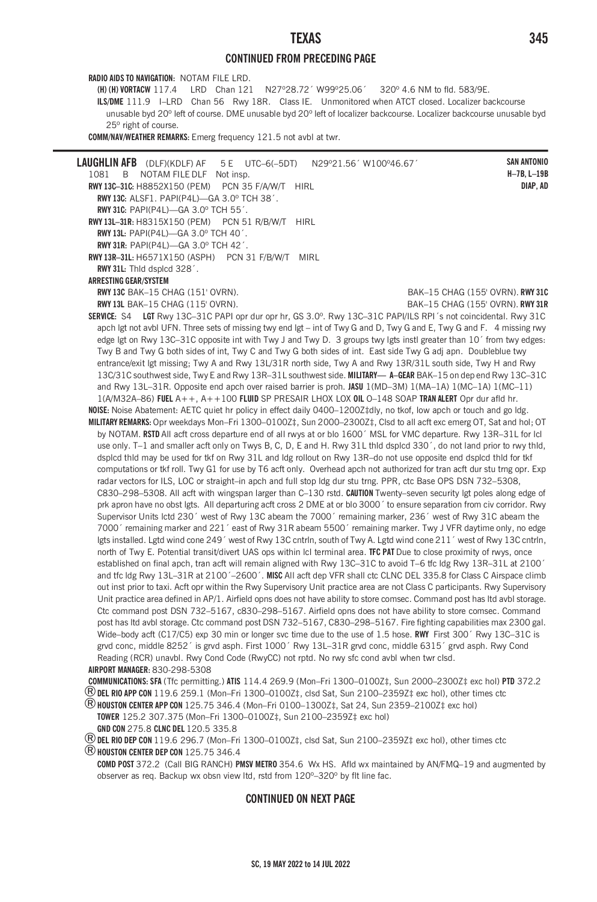**CONTINUED FROM PRECEDING PAGE**

**RADIO AIDS TO NAVIGATION:** NOTAM FILE LRD.

**(H) (H) VORTACW** 117.4 LRD Chan 121 N27°28.72′ W99°25.06′ 320° 4.6 NM to fld. 583/9E.

**ILS/DME** 111.9 I–LRD Chan 56 Rwy 18R. Class IE. Unmonitored when ATCT closed. Localizer backcourse unusable byd 20° left of course. DME unusable byd 20° left of localizer backcourse. Localizer backcourse unusable byd 25° right of course.

**COMM/NAV/WEATHER REMARKS:** Emerg frequency 121.5 not avbl at twr.

---

**LAUGHLIN AFB** (DLF)(KDLF) AF 5 E UTC–6(–5DT) N29°21.56′ W100°46.67′ **SAN ANTONIO**
1081 B NOTAM FILE DLF Not insp. **H–7B, L–19B**
**DIAP, AD**

**RWY 13C–31C:** H8852X150 (PEM) PCN 35 F/A/W/T HIRL
**RWY 13C:** ALSF1. PAPI(P4L)—GA 3.0° TCH 38′.
**RWY 31C:** PAPI(P4L)—GA 3.0° TCH 55′.

**RWY 13L–31R:** H8315X150 (PEM) PCN 51 R/B/W/T HIRL
**RWY 13L:** PAPI(P4L)—GA 3.0° TCH 40′.
**RWY 31R:** PAPI(P4L)—GA 3.0° TCH 42′.

**RWY 13R–31L:** H6571X150 (ASPH) PCN 31 F/B/W/T MIRL
**RWY 31L:** Thld dsplcd 328′.

**ARRESTING GEAR/SYSTEM**
**RWY 13C** BAK–15 CHAG (151′ OVRN). BAK–15 CHAG (155′ OVRN). **RWY 31C**
**RWY 13L** BAK–15 CHAG (115′ OVRN). BAK–15 CHAG (155′ OVRN). **RWY 31R**

**SERVICE:** S4 **LGT** Rwy 13C–31C PAPI opr dur opr hr, GS 3.0°. Rwy 13C–31C PAPI/ILS RPI′s not coincidental. Rwy 31C apch lgt not avbl UFN. Three sets of missing twy end lgt – int of Twy G and D, Twy G and E, Twy G and F. 4 missing rwy edge lgt on Rwy 13C–31C opposite int with Twy J and Twy D. 3 groups twy lgts instl greater than 10′ from twy edges: Twy B and Twy G both sides of int, Twy C and Twy G both sides of int. East side Twy G adj apn. Doubleblue twy entrance/exit lgt missing; Twy A and Rwy 13L/31R north side, Twy A and Rwy 13R/31L south side, Twy H and Rwy 13C/31C southwest side, Twy E and Rwy 13R–31L southwest side. **MILITARY— A–GEAR** BAK–15 on dep end Rwy 13C–31C and Rwy 13L–31R. Opposite end apch over raised barrier is proh. **JASU** 1(MD–3M) 1(MA–1A) 1(MC–1A) 1(MC–11) 1(A/M32A–86) **FUEL** A++, A++100 **FLUID** SP PRESAIR LHOX LOX **OIL** O–148 SOAP **TRAN ALERT** Opr dur afld hr.

**NOISE:** Noise Abatement: AETC quiet hr policy in effect daily 0400–1200Z‡dly, no tkof, low apch or touch and go ldg.

**MILITARY REMARKS:** Opr weekdays Mon–Fri 1300–0100Z‡, Sun 2000–2300Z‡, Clsd to all acft exc emerg OT, Sat and hol; OT by NOTAM. **RSTD** All acft cross departure end of all rwys at or blo 1600′ MSL for VMC departure. Rwy 13R–31L for lcl use only. T–1 and smaller acft only on Twys B, C, D, E and H. Rwy 31L thld dsplcd 330′, do not land prior to rwy thld, dsplcd thld may be used for tkf on Rwy 31L and ldg rollout on Rwy 13R–do not use opposite end dsplcd thld for tkf computations or tkf roll. Twy G1 for use by T6 acft only. Overhead apch not authorized for tran acft dur stu trng opr. Exp radar vectors for ILS, LOC or straight–in apch and full stop ldg dur stu trng. PPR, ctc Base OPS DSN 732–5308, C830–298–5308. All acft with wingspan larger than C–130 rstd. **CAUTION** Twenty–seven security lgt poles along edge of prk apron have no obst lgts. All departuring acft cross 2 DME at or blo 3000′ to ensure separation from civ corridor. Rwy Supervisor Units lctd 230′ west of Rwy 13C abeam the 7000′ remaining marker, 236′ west of Rwy 31C abeam the 7000′ remaining marker and 221′ east of Rwy 31R abeam 5500′ remaining marker. Twy J VFR daytime only, no edge lgts installed. Lgtd wind cone 249′ west of Rwy 13C cntrln, south of Twy A. Lgtd wind cone 211′ west of Rwy 13C cntrln, north of Twy E. Potential transit/divert UAS ops within lcl terminal area. **TFC PAT** Due to close proximity of rwys, once established on final apch, tran acft will remain aligned with Rwy 13C–31C to avoid T–6 tfc ldg Rwy 13R–31L at 2100′ and tfc ldg Rwy 13L–31R at 2100′–2600′. **MISC** All acft dep VFR shall ctc CLNC DEL 335.8 for Class C Airspace climb out inst prior to taxi. Acft opr within the Rwy Supervisory Unit practice area are not Class C participants. Rwy Supervisory Unit practice area defined in AP/1. Airfield opns does not have ability to store comsec. Command post has ltd avbl storage. Ctc command post DSN 732–5167, c830–298–5167. Airfield opns does not have ability to store comsec. Command post has ltd avbl storage. Ctc command post DSN 732–5167, C830–298–5167. Fire fighting capabilities max 2300 gal. Wide–body acft (C17/C5) exp 30 min or longer svc time due to the use of 1.5 hose. **RWY** First 300′ Rwy 13C–31C is grvd conc, middle 8252′ is grvd asph. First 1000′ Rwy 13L–31R grvd conc, middle 6315′ grvd asph. Rwy Cond Reading (RCR) unavbl. Rwy Cond Code (RwyCC) not rptd. No rwy sfc cond avbl when twr clsd.

**AIRPORT MANAGER:** 830-298-5308

**COMMUNICATIONS: SFA** (Tfc permitting.) **ATIS** 114.4 269.9 (Mon–Fri 1300–0100Z‡, Sun 2000–2300Z‡ exc hol) **PTD** 372.2
Ⓡ **DEL RIO APP CON** 119.6 259.1 (Mon–Fri 1300–0100Z‡, clsd Sat, Sun 2100–2359Z‡ exc hol), other times ctc
Ⓡ **HOUSTON CENTER APP CON** 125.75 346.4 (Mon–Fri 0100–1300Z‡, Sat 24, Sun 2359–2100Z‡ exc hol)
**TOWER** 125.2 307.375 (Mon–Fri 1300–0100Z‡, Sun 2100–2359Z‡ exc hol)
**GND CON** 275.8 **CLNC DEL** 120.5 335.8
Ⓡ **DEL RIO DEP CON** 119.6 296.7 (Mon–Fri 1300–0100Z‡, clsd Sat, Sun 2100–2359Z‡ exc hol), other times ctc
Ⓡ **HOUSTON CENTER DEP CON** 125.75 346.4
**COMD POST** 372.2 (Call BIG RANCH) **PMSV METRO** 354.6 Wx HS. Afld wx maintained by AN/FMQ–19 and augmented by observer as req. Backup wx obsn view ltd, rstd from 120°–320° by flt line fac.

**CONTINUED ON NEXT PAGE**